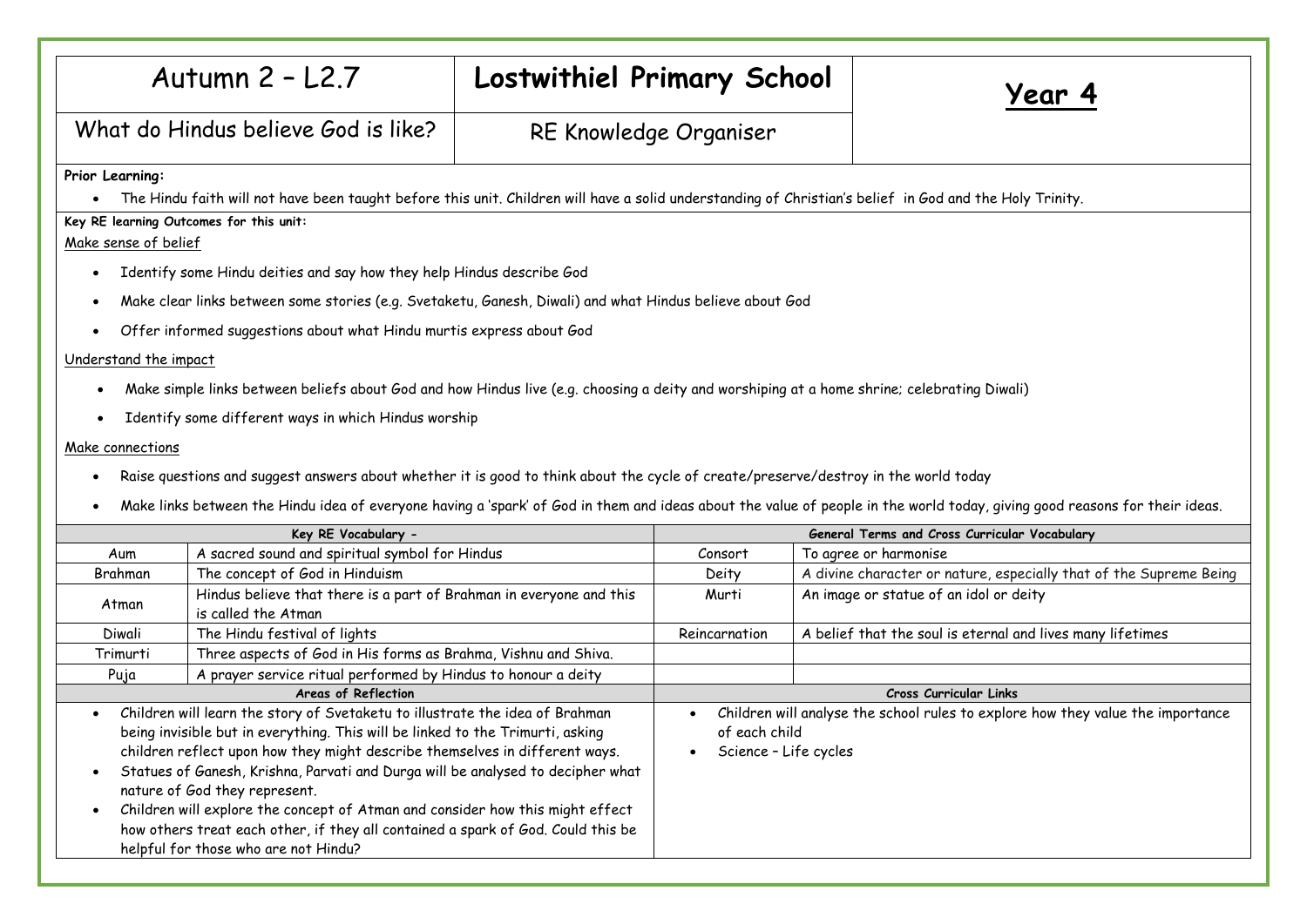| Autumn 2 – L2.7 | **Lostwithiel Primary School** | **Year 4** |
|---|---|---|
| What do Hindus believe God is like? | RE Knowledge Organiser | |

**Prior Learning:**

- The Hindu faith will not have been taught before this unit. Children will have a solid understanding of Christian's belief in God and the Holy Trinity.

**Key RE learning Outcomes for this unit:**

Make sense of belief

- Identify some Hindu deities and say how they help Hindus describe God
- Make clear links between some stories (e.g. Svetaketu, Ganesh, Diwali) and what Hindus believe about God
- Offer informed suggestions about what Hindu murtis express about God

Understand the impact

- Make simple links between beliefs about God and how Hindus live (e.g. choosing a deity and worshiping at a home shrine; celebrating Diwali)
- Identify some different ways in which Hindus worship

Make connections

- Raise questions and suggest answers about whether it is good to think about the cycle of create/preserve/destroy in the world today
- Make links between the Hindu idea of everyone having a 'spark' of God in them and ideas about the value of people in the world today, giving good reasons for their ideas.

| **Key RE Vocabulary -** | | **General Terms and Cross Curricular Vocabulary** | |
|---|---|---|---|
| Aum | A sacred sound and spiritual symbol for Hindus | Consort | To agree or harmonise |
| Brahman | The concept of God in Hinduism | Deity | A divine character or nature, especially that of the Supreme Being |
| Atman | Hindus believe that there is a part of Brahman in everyone and this is called the Atman | Murti | An image or statue of an idol or deity |
| Diwali | The Hindu festival of lights | Reincarnation | A belief that the soul is eternal and lives many lifetimes |
| Trimurti | Three aspects of God in His forms as Brahma, Vishnu and Shiva. | | |
| Puja | A prayer service ritual performed by Hindus to honour a deity | | |

**Areas of Reflection**

- Children will learn the story of Svetaketu to illustrate the idea of Brahman being invisible but in everything. This will be linked to the Trimurti, asking children reflect upon how they might describe themselves in different ways.
- Statues of Ganesh, Krishna, Parvati and Durga will be analysed to decipher what nature of God they represent.
- Children will explore the concept of Atman and consider how this might effect how others treat each other, if they all contained a spark of God. Could this be helpful for those who are not Hindu?

**Cross Curricular Links**

- Children will analyse the school rules to explore how they value the importance of each child
- Science – Life cycles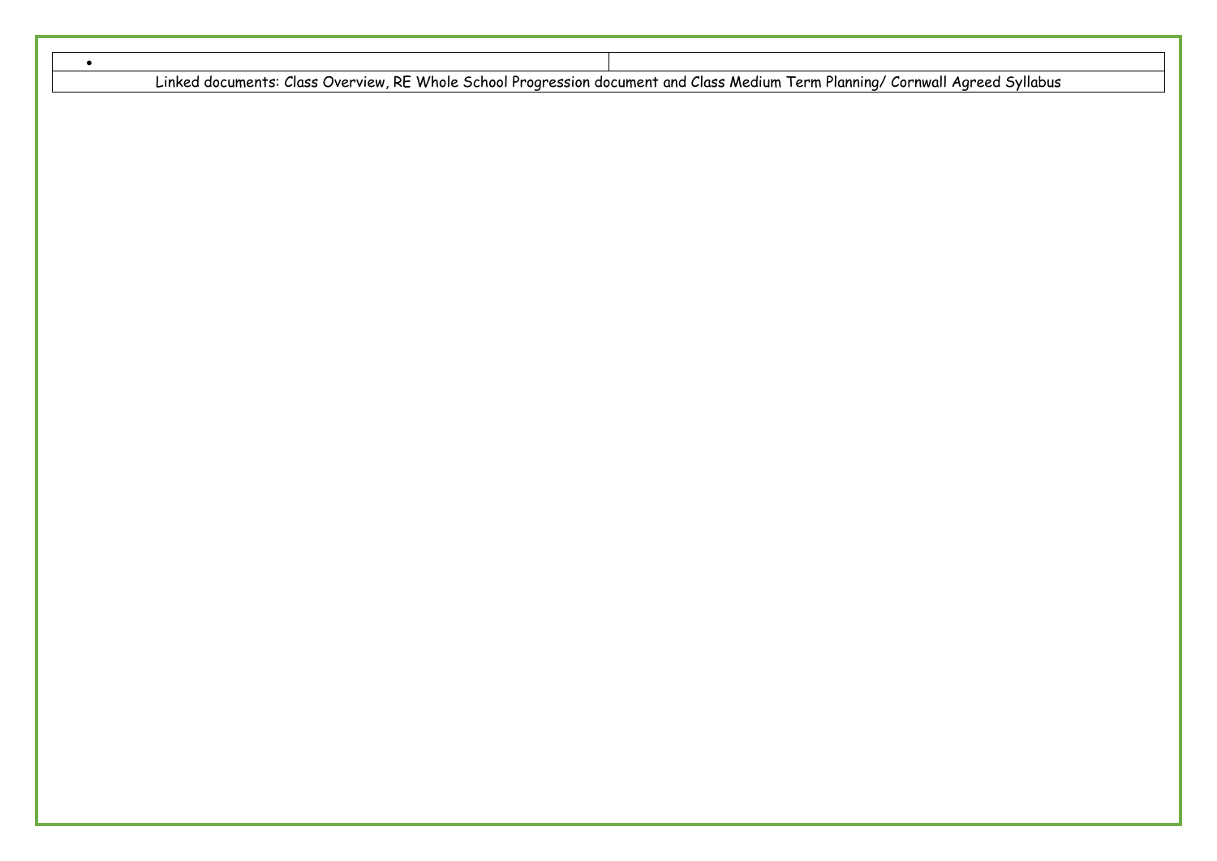| | |
|---|---|
| • | |
| Linked documents: Class Overview, RE Whole School Progression document and Class Medium Term Planning/ Cornwall Agreed Syllabus | |